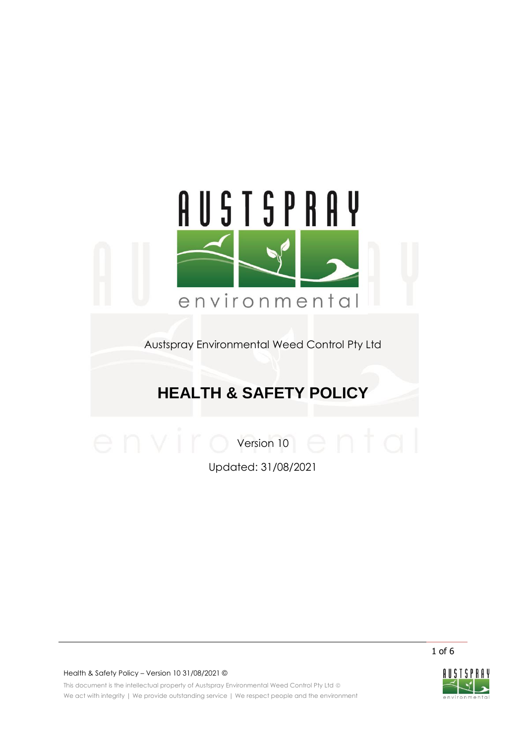Austspray Environmental Weed Control Pty Ltd

# HEALTH & SAFETY POLICY

Version 10

Updated: 31/08/2021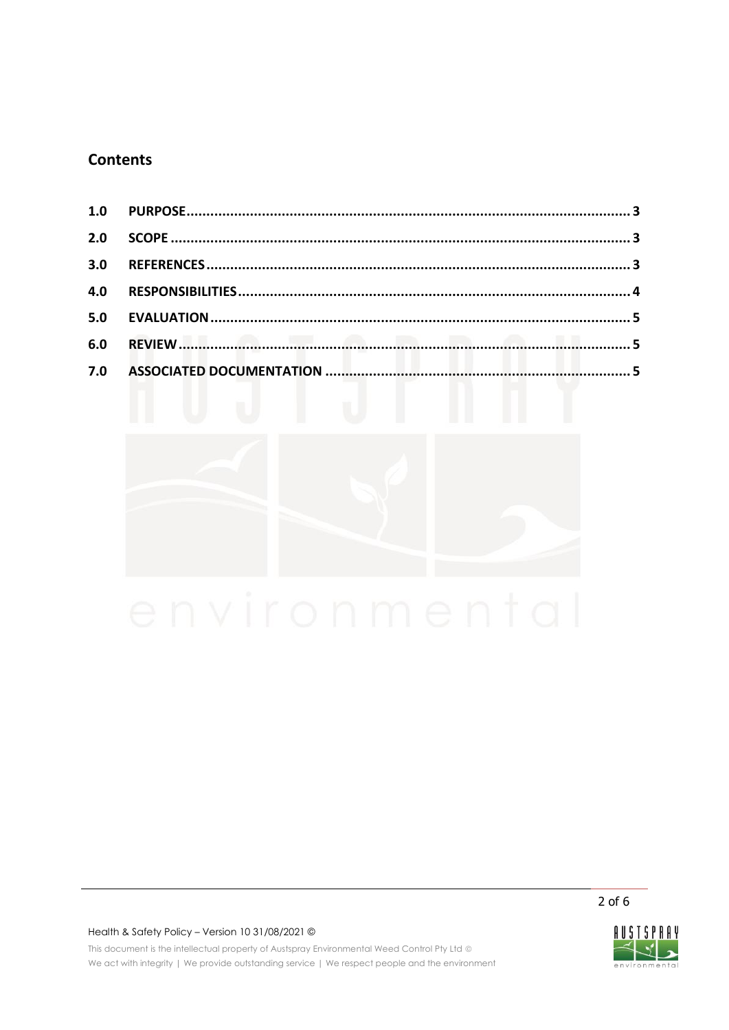## Contents

| | | |
|---|---|---|
| **1.0** | **PURPOSE** | **3** |
| **2.0** | **SCOPE** | **3** |
| **3.0** | **REFERENCES** | **3** |
| **4.0** | **RESPONSIBILITIES** | **4** |
| **5.0** | **EVALUATION** | **5** |
| **6.0** | **REVIEW** | **5** |
| **7.0** | **ASSOCIATED DOCUMENTATION** | **5** |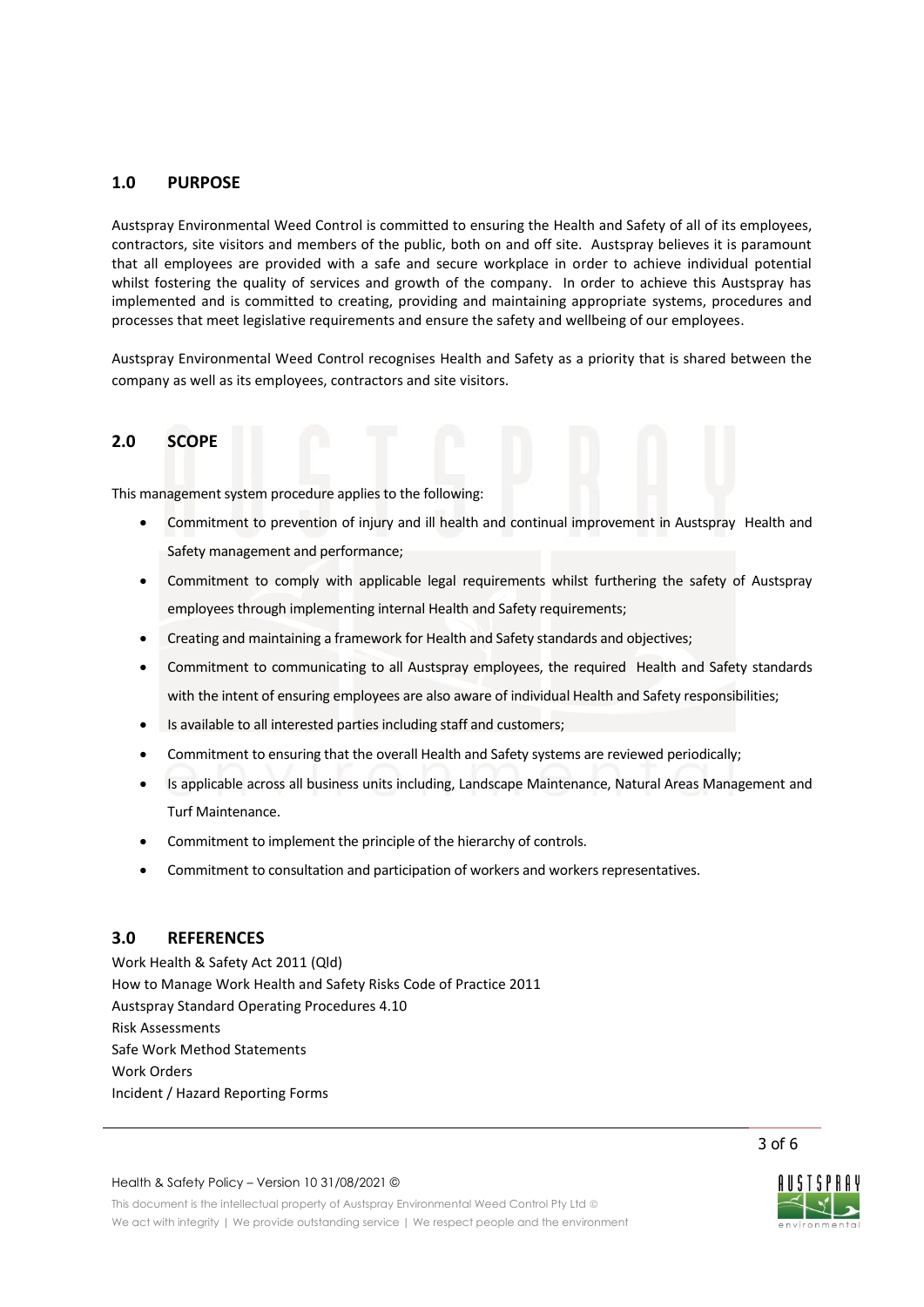## 1.0 PURPOSE

Austspray Environmental Weed Control is committed to ensuring the Health and Safety of all of its employees, contractors, site visitors and members of the public, both on and off site. Austspray believes it is paramount that all employees are provided with a safe and secure workplace in order to achieve individual potential whilst fostering the quality of services and growth of the company. In order to achieve this Austspray has implemented and is committed to creating, providing and maintaining appropriate systems, procedures and processes that meet legislative requirements and ensure the safety and wellbeing of our employees.

Austspray Environmental Weed Control recognises Health and Safety as a priority that is shared between the company as well as its employees, contractors and site visitors.

## 2.0 SCOPE

This management system procedure applies to the following:

- Commitment to prevention of injury and ill health and continual improvement in Austspray Health and Safety management and performance;
- Commitment to comply with applicable legal requirements whilst furthering the safety of Austspray employees through implementing internal Health and Safety requirements;
- Creating and maintaining a framework for Health and Safety standards and objectives;
- Commitment to communicating to all Austspray employees, the required Health and Safety standards with the intent of ensuring employees are also aware of individual Health and Safety responsibilities;
- Is available to all interested parties including staff and customers;
- Commitment to ensuring that the overall Health and Safety systems are reviewed periodically;
- Is applicable across all business units including, Landscape Maintenance, Natural Areas Management and Turf Maintenance.
- Commitment to implement the principle of the hierarchy of controls.
- Commitment to consultation and participation of workers and workers representatives.

## 3.0 REFERENCES

Work Health & Safety Act 2011 (Qld)
How to Manage Work Health and Safety Risks Code of Practice 2011
Austspray Standard Operating Procedures 4.10
Risk Assessments
Safe Work Method Statements
Work Orders
Incident / Hazard Reporting Forms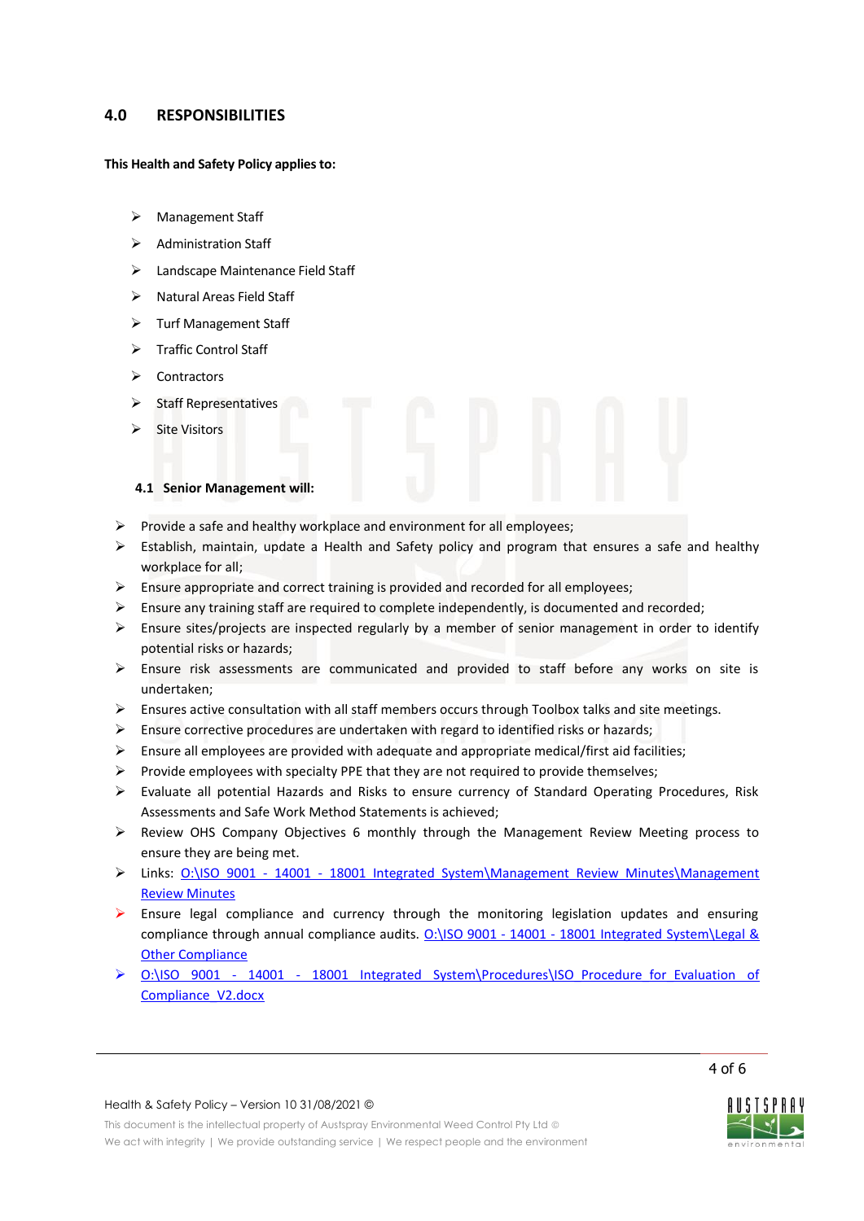## 4.0 RESPONSIBILITIES

**This Health and Safety Policy applies to:**

- Management Staff
- Administration Staff
- Landscape Maintenance Field Staff
- Natural Areas Field Staff
- Turf Management Staff
- Traffic Control Staff
- Contractors
- Staff Representatives
- Site Visitors

### 4.1 Senior Management will:

- Provide a safe and healthy workplace and environment for all employees;
- Establish, maintain, update a Health and Safety policy and program that ensures a safe and healthy workplace for all;
- Ensure appropriate and correct training is provided and recorded for all employees;
- Ensure any training staff are required to complete independently, is documented and recorded;
- Ensure sites/projects are inspected regularly by a member of senior management in order to identify potential risks or hazards;
- Ensure risk assessments are communicated and provided to staff before any works on site is undertaken;
- Ensures active consultation with all staff members occurs through Toolbox talks and site meetings.
- Ensure corrective procedures are undertaken with regard to identified risks or hazards;
- Ensure all employees are provided with adequate and appropriate medical/first aid facilities;
- Provide employees with specialty PPE that they are not required to provide themselves;
- Evaluate all potential Hazards and Risks to ensure currency of Standard Operating Procedures, Risk Assessments and Safe Work Method Statements is achieved;
- Review OHS Company Objectives 6 monthly through the Management Review Meeting process to ensure they are being met.
- Links: O:\ISO 9001 - 14001 - 18001 Integrated System\Management Review Minutes\Management Review Minutes
- Ensure legal compliance and currency through the monitoring legislation updates and ensuring compliance through annual compliance audits. O:\ISO 9001 - 14001 - 18001 Integrated System\Legal & Other Compliance
- O:\ISO 9001 - 14001 - 18001 Integrated System\Procedures\ISO Procedure for Evaluation of Compliance V2.docx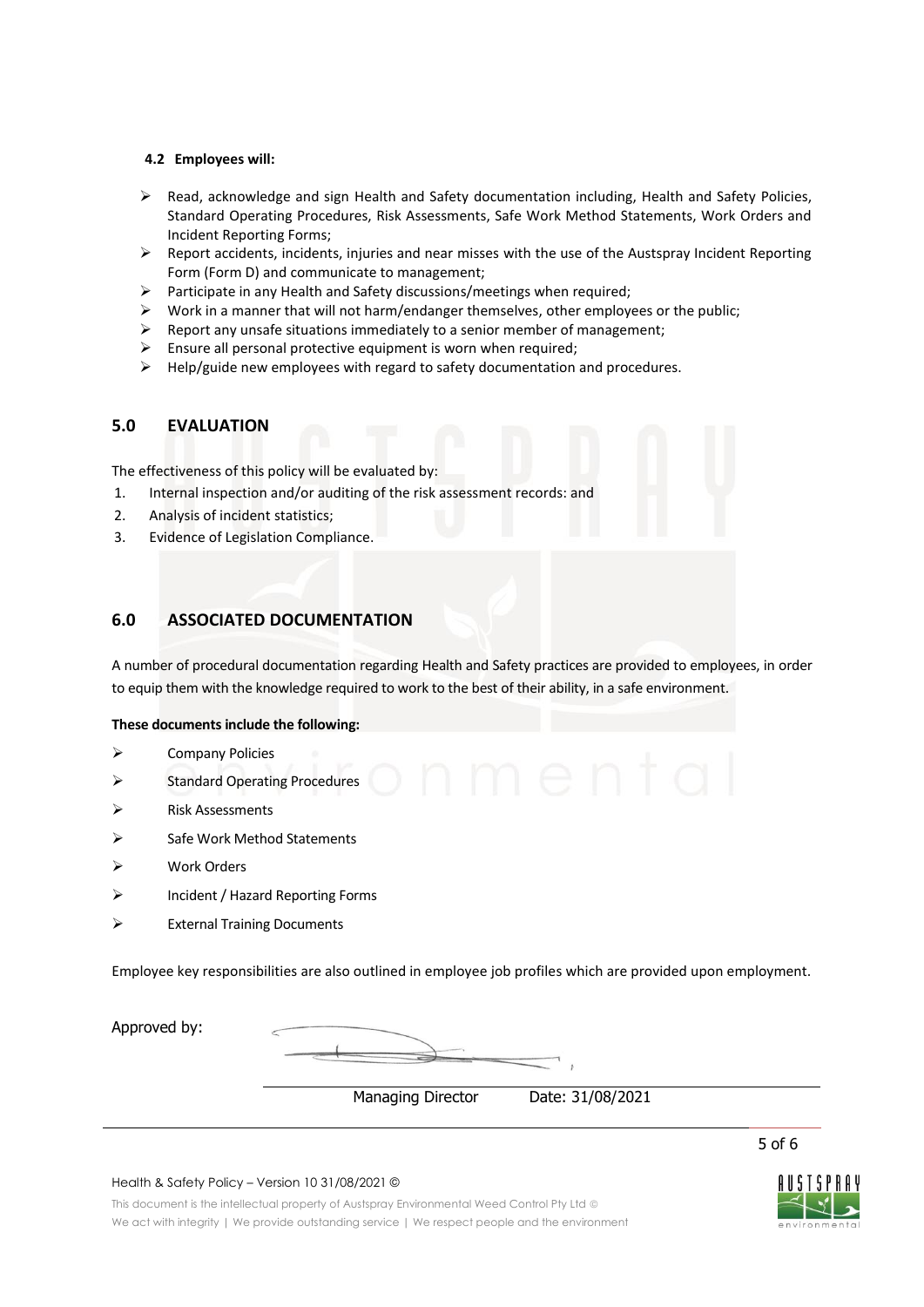#### 4.2 Employees will:

- Read, acknowledge and sign Health and Safety documentation including, Health and Safety Policies, Standard Operating Procedures, Risk Assessments, Safe Work Method Statements, Work Orders and Incident Reporting Forms;
- Report accidents, incidents, injuries and near misses with the use of the Austspray Incident Reporting Form (Form D) and communicate to management;
- Participate in any Health and Safety discussions/meetings when required;
- Work in a manner that will not harm/endanger themselves, other employees or the public;
- Report any unsafe situations immediately to a senior member of management;
- Ensure all personal protective equipment is worn when required;
- Help/guide new employees with regard to safety documentation and procedures.

## 5.0 EVALUATION

The effectiveness of this policy will be evaluated by:

1. Internal inspection and/or auditing of the risk assessment records: and
2. Analysis of incident statistics;
3. Evidence of Legislation Compliance.

## 6.0 ASSOCIATED DOCUMENTATION

A number of procedural documentation regarding Health and Safety practices are provided to employees, in order to equip them with the knowledge required to work to the best of their ability, in a safe environment.

**These documents include the following:**

- Company Policies
- Standard Operating Procedures
- Risk Assessments
- Safe Work Method Statements
- Work Orders
- Incident / Hazard Reporting Forms
- External Training Documents

Employee key responsibilities are also outlined in employee job profiles which are provided upon employment.

Approved by:

Managing Director Date: 31/08/2021

Health & Safety Policy – Version 10 31/08/2021 ©

This document is the intellectual property of Austspray Environmental Weed Control Pty Ltd ©

We act with integrity | We provide outstanding service | We respect people and the environment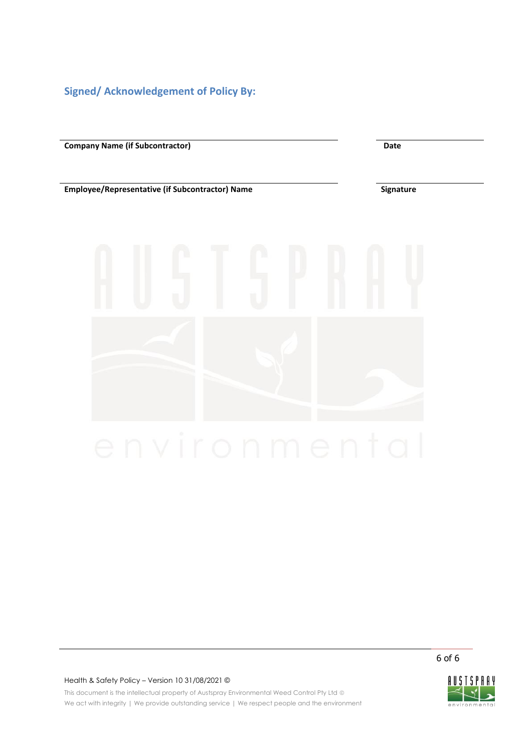## Signed/ Acknowledgement of Policy By:

| | |
|---|---|
| **Company Name (if Subcontractor)** | **Date** |
| **Employee/Representative (if Subcontractor) Name** | **Signature** |